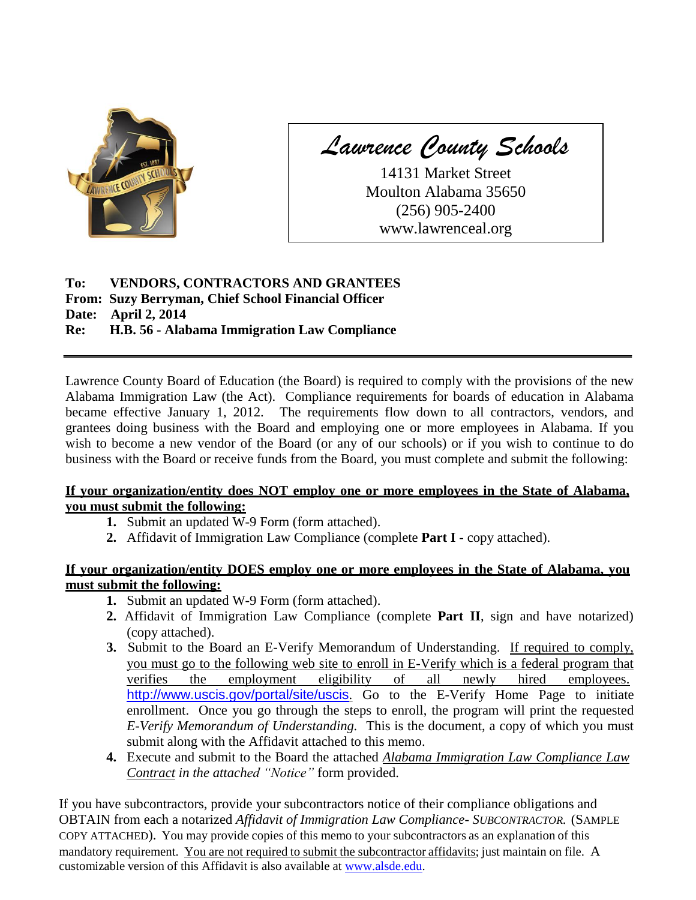# Lawrence County Schools

14131 Market Street
Moulton Alabama 35650
(256) 905-2400
www.lawrenceal.org

**To: VENDORS, CONTRACTORS AND GRANTEES**
**From: Suzy Berryman, Chief School Financial Officer**
**Date: April 2, 2014**
**Re: H.B. 56 - Alabama Immigration Law Compliance**

---

Lawrence County Board of Education (the Board) is required to comply with the provisions of the new Alabama Immigration Law (the Act). Compliance requirements for boards of education in Alabama became effective January 1, 2012. The requirements flow down to all contractors, vendors, and grantees doing business with the Board and employing one or more employees in Alabama. If you wish to become a new vendor of the Board (or any of our schools) or if you wish to continue to do business with the Board or receive funds from the Board, you must complete and submit the following:

**<u>If your organization/entity does NOT employ one or more employees in the State of Alabama, you must submit the following:</u>**

1. Submit an updated W-9 Form (form attached).
2. Affidavit of Immigration Law Compliance (complete **Part I** - copy attached).

**<u>If your organization/entity DOES employ one or more employees in the State of Alabama, you must submit the following:</u>**

1. Submit an updated W-9 Form (form attached).
2. Affidavit of Immigration Law Compliance (complete **Part II**, sign and have notarized) (copy attached).
3. Submit to the Board an E-Verify Memorandum of Understanding. <u>If required to comply, you must go to the following web site to enroll in E-Verify which is a federal program that verifies the employment eligibility of all newly hired employees.</u> http://www.uscis.gov/portal/site/uscis. Go to the E-Verify Home Page to initiate enrollment. Once you go through the steps to enroll, the program will print the requested *E-Verify Memorandum of Understanding.* This is the document, a copy of which you must submit along with the Affidavit attached to this memo.
4. Execute and submit to the Board the attached *<u>Alabama Immigration Law Compliance Law Contract</u> in the attached "Notice"* form provided.

If you have subcontractors, provide your subcontractors notice of their compliance obligations and OBTAIN from each a notarized *Affidavit of Immigration Law Compliance- SUBCONTRACTOR.* (SAMPLE COPY ATTACHED). You may provide copies of this memo to your subcontractors as an explanation of this mandatory requirement. <u>You are not required to submit the subcontractor affidavits</u>; just maintain on file. A customizable version of this Affidavit is also available at www.alsde.edu.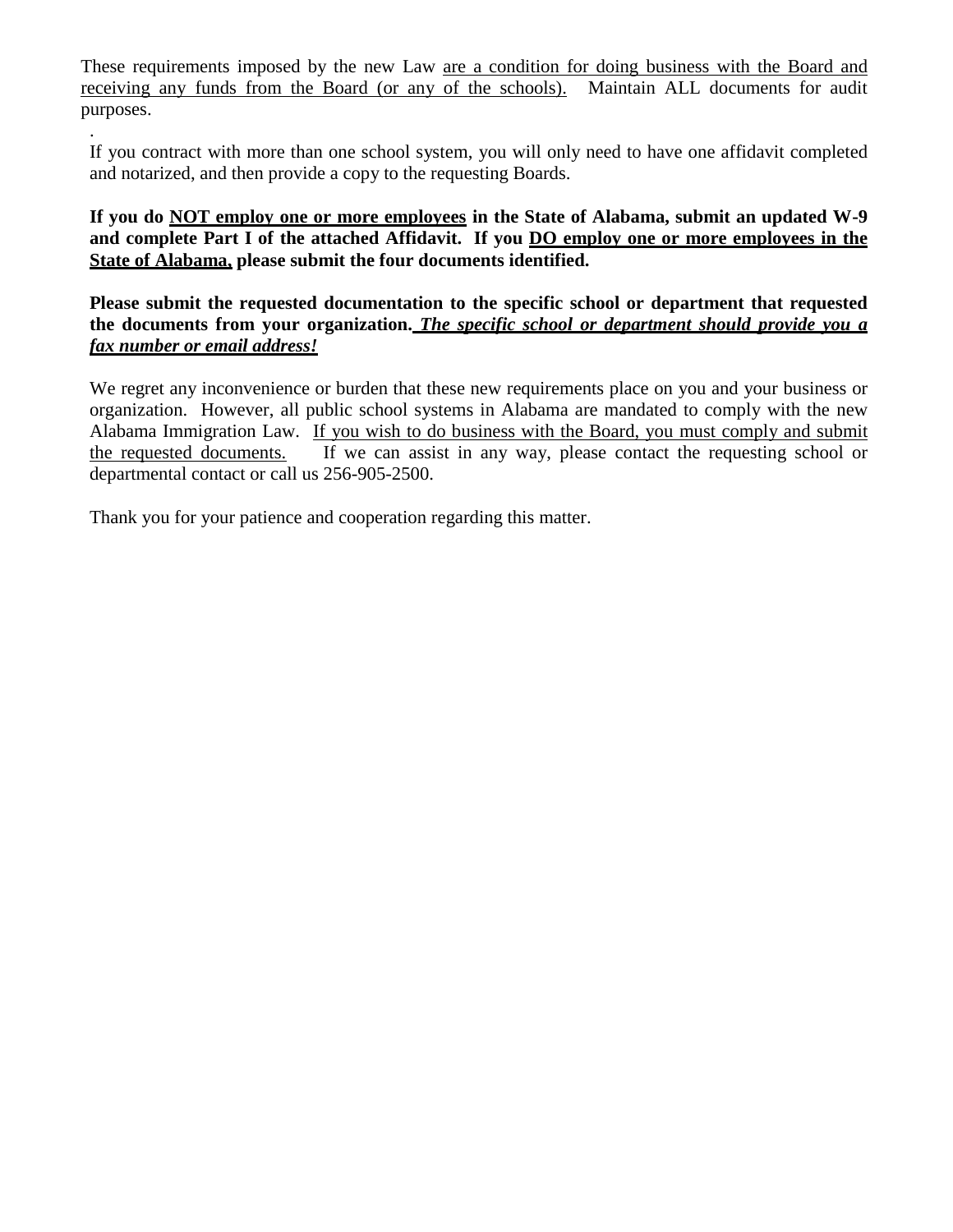These requirements imposed by the new Law <u>are a condition for doing business with the Board and receiving any funds from the Board (or any of the schools).</u> Maintain ALL documents for audit purposes.

.

If you contract with more than one school system, you will only need to have one affidavit completed and notarized, and then provide a copy to the requesting Boards.

**If you do <u>NOT employ one or more employees</u> in the State of Alabama, submit an updated W-9 and complete Part I of the attached Affidavit. If you <u>DO employ one or more employees in the State of Alabama,</u> please submit the four documents identified.**

**Please submit the requested documentation to the specific school or department that requested the documents from your organization. <u>*The specific school or department should provide you a fax number or email address!*</u>**

We regret any inconvenience or burden that these new requirements place on you and your business or organization. However, all public school systems in Alabama are mandated to comply with the new Alabama Immigration Law. <u>If you wish to do business with the Board, you must comply and submit the requested documents.</u> If we can assist in any way, please contact the requesting school or departmental contact or call us 256-905-2500.

Thank you for your patience and cooperation regarding this matter.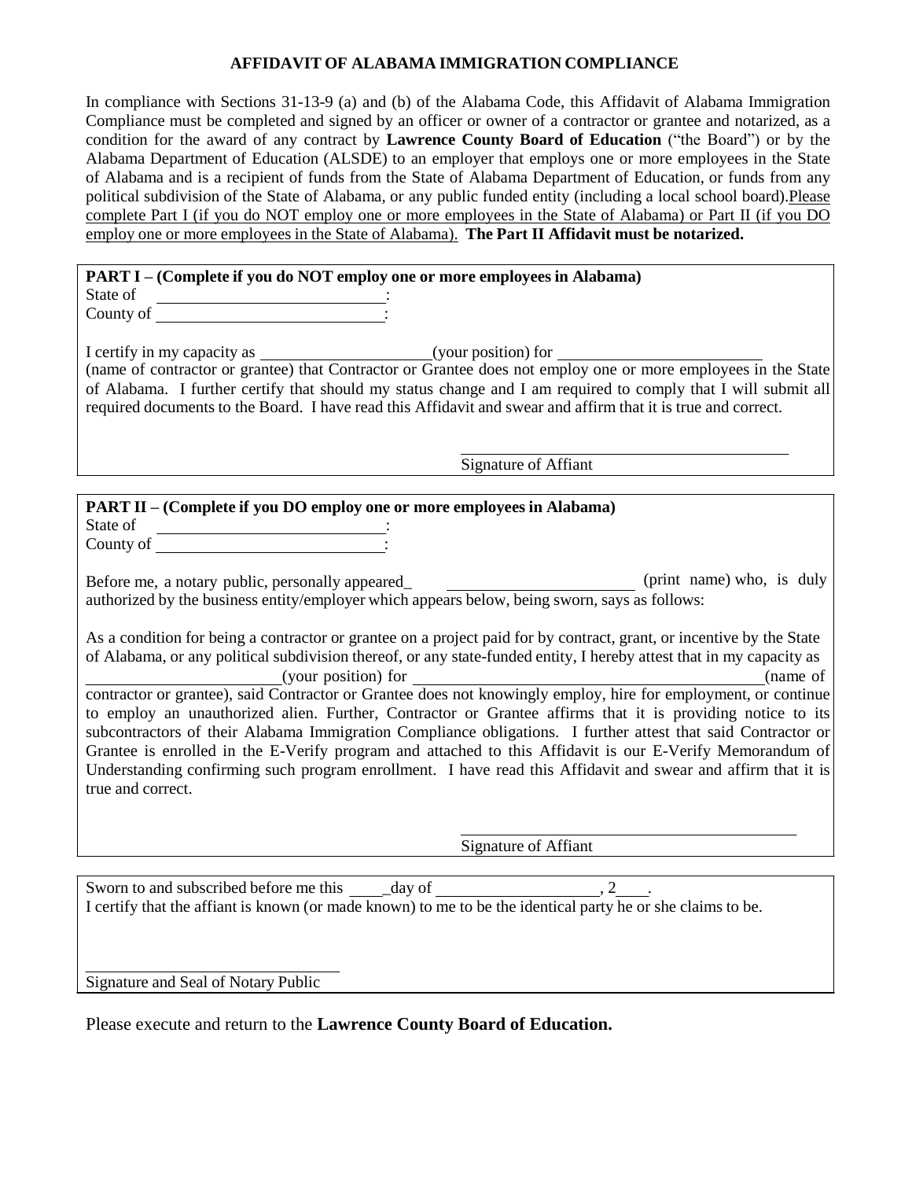# AFFIDAVIT OF ALABAMA IMMIGRATION COMPLIANCE

In compliance with Sections 31-13-9 (a) and (b) of the Alabama Code, this Affidavit of Alabama Immigration Compliance must be completed and signed by an officer or owner of a contractor or grantee and notarized, as a condition for the award of any contract by **Lawrence County Board of Education** ("the Board") or by the Alabama Department of Education (ALSDE) to an employer that employs one or more employees in the State of Alabama and is a recipient of funds from the State of Alabama Department of Education, or funds from any political subdivision of the State of Alabama, or any public funded entity (including a local school board). Please complete Part I (if you do NOT employ one or more employees in the State of Alabama) or Part II (if you DO employ one or more employees in the State of Alabama). **The Part II Affidavit must be notarized.**

**PART I – (Complete if you do NOT employ one or more employees in Alabama)**

State of ____________________:
County of ____________________:

I certify in my capacity as ____________________(your position) for ____________________ (name of contractor or grantee) that Contractor or Grantee does not employ one or more employees in the State of Alabama. I further certify that should my status change and I am required to comply that I will submit all required documents to the Board. I have read this Affidavit and swear and affirm that it is true and correct.

____________________
Signature of Affiant

**PART II – (Complete if you DO employ one or more employees in Alabama)**

State of ____________________:
County of ____________________:

Before me, a notary public, personally appeared_ ____________________ (print name) who, is duly authorized by the business entity/employer which appears below, being sworn, says as follows:

As a condition for being a contractor or grantee on a project paid for by contract, grant, or incentive by the State of Alabama, or any political subdivision thereof, or any state-funded entity, I hereby attest that in my capacity as ____________________(your position) for ____________________(name of contractor or grantee), said Contractor or Grantee does not knowingly employ, hire for employment, or continue to employ an unauthorized alien. Further, Contractor or Grantee affirms that it is providing notice to its subcontractors of their Alabama Immigration Compliance obligations. I further attest that said Contractor or Grantee is enrolled in the E-Verify program and attached to this Affidavit is our E-Verify Memorandum of Understanding confirming such program enrollment. I have read this Affidavit and swear and affirm that it is true and correct.

____________________
Signature of Affiant

Sworn to and subscribed before me this ____day of ____________________, 2____.
I certify that the affiant is known (or made known) to me to be the identical party he or she claims to be.

____________________
Signature and Seal of Notary Public

Please execute and return to the **Lawrence County Board of Education.**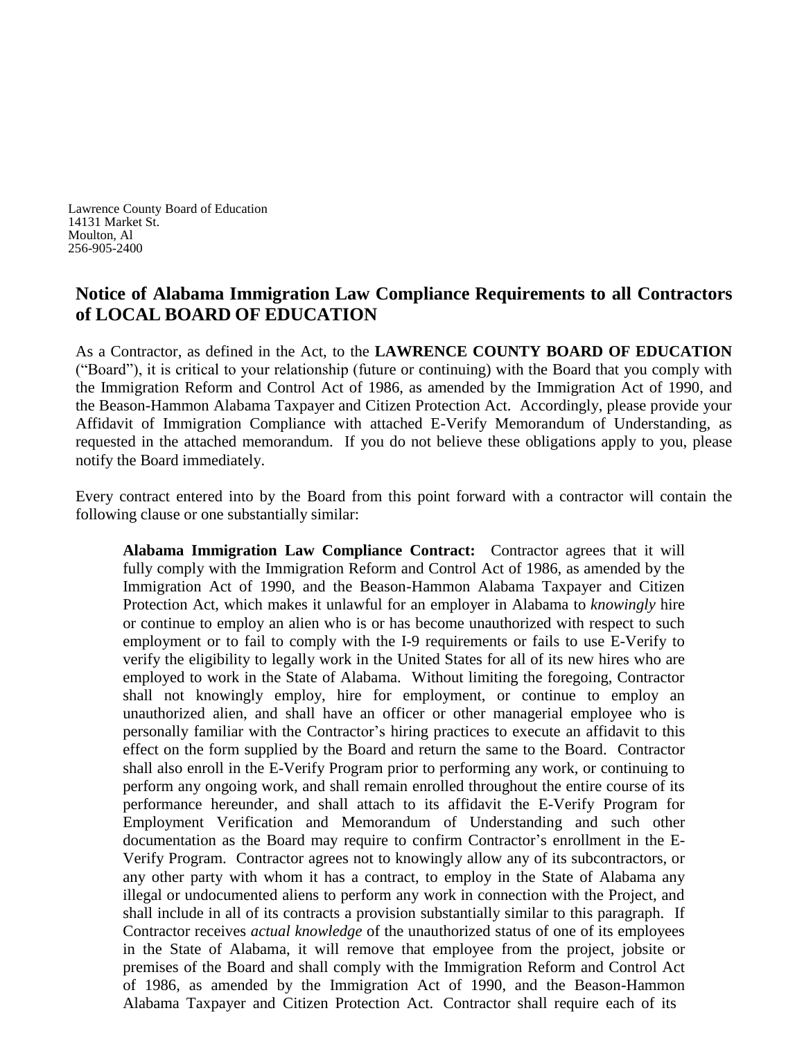Lawrence County Board of Education
14131 Market St.
Moulton, Al
256-905-2400

## Notice of Alabama Immigration Law Compliance Requirements to all Contractors of LOCAL BOARD OF EDUCATION

As a Contractor, as defined in the Act, to the **LAWRENCE COUNTY BOARD OF EDUCATION** ("Board"), it is critical to your relationship (future or continuing) with the Board that you comply with the Immigration Reform and Control Act of 1986, as amended by the Immigration Act of 1990, and the Beason-Hammon Alabama Taxpayer and Citizen Protection Act. Accordingly, please provide your Affidavit of Immigration Compliance with attached E-Verify Memorandum of Understanding, as requested in the attached memorandum. If you do not believe these obligations apply to you, please notify the Board immediately.

Every contract entered into by the Board from this point forward with a contractor will contain the following clause or one substantially similar:

> **Alabama Immigration Law Compliance Contract:** Contractor agrees that it will fully comply with the Immigration Reform and Control Act of 1986, as amended by the Immigration Act of 1990, and the Beason-Hammon Alabama Taxpayer and Citizen Protection Act, which makes it unlawful for an employer in Alabama to *knowingly* hire or continue to employ an alien who is or has become unauthorized with respect to such employment or to fail to comply with the I-9 requirements or fails to use E-Verify to verify the eligibility to legally work in the United States for all of its new hires who are employed to work in the State of Alabama. Without limiting the foregoing, Contractor shall not knowingly employ, hire for employment, or continue to employ an unauthorized alien, and shall have an officer or other managerial employee who is personally familiar with the Contractor's hiring practices to execute an affidavit to this effect on the form supplied by the Board and return the same to the Board. Contractor shall also enroll in the E-Verify Program prior to performing any work, or continuing to perform any ongoing work, and shall remain enrolled throughout the entire course of its performance hereunder, and shall attach to its affidavit the E-Verify Program for Employment Verification and Memorandum of Understanding and such other documentation as the Board may require to confirm Contractor's enrollment in the E-Verify Program. Contractor agrees not to knowingly allow any of its subcontractors, or any other party with whom it has a contract, to employ in the State of Alabama any illegal or undocumented aliens to perform any work in connection with the Project, and shall include in all of its contracts a provision substantially similar to this paragraph. If Contractor receives *actual knowledge* of the unauthorized status of one of its employees in the State of Alabama, it will remove that employee from the project, jobsite or premises of the Board and shall comply with the Immigration Reform and Control Act of 1986, as amended by the Immigration Act of 1990, and the Beason-Hammon Alabama Taxpayer and Citizen Protection Act. Contractor shall require each of its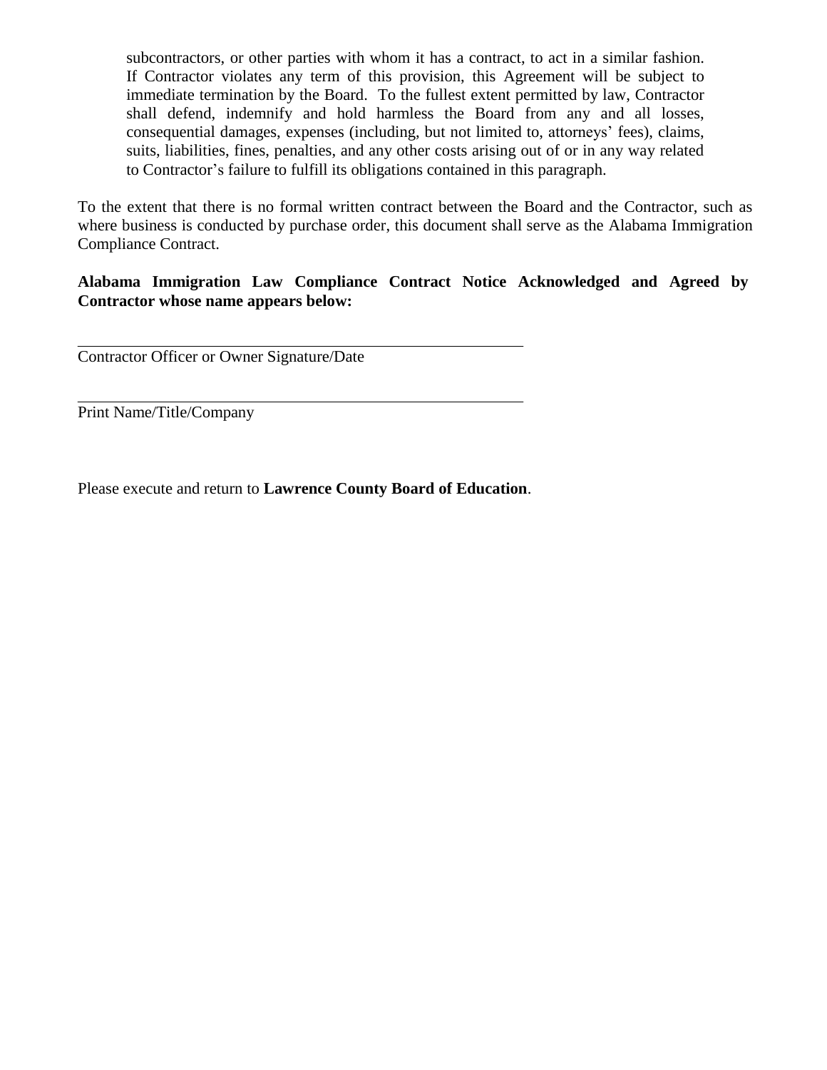subcontractors, or other parties with whom it has a contract, to act in a similar fashion. If Contractor violates any term of this provision, this Agreement will be subject to immediate termination by the Board. To the fullest extent permitted by law, Contractor shall defend, indemnify and hold harmless the Board from any and all losses, consequential damages, expenses (including, but not limited to, attorneys' fees), claims, suits, liabilities, fines, penalties, and any other costs arising out of or in any way related to Contractor's failure to fulfill its obligations contained in this paragraph.

To the extent that there is no formal written contract between the Board and the Contractor, such as where business is conducted by purchase order, this document shall serve as the Alabama Immigration Compliance Contract.

**Alabama Immigration Law Compliance Contract Notice Acknowledged and Agreed by Contractor whose name appears below:**

\_\_\_\_\_\_\_\_\_\_\_\_\_\_\_\_\_\_\_\_\_\_\_\_\_\_\_\_\_\_\_\_\_\_\_\_\_\_\_\_\_\_\_\_\_\_\_\_\_\_\_\_\_\_\_\_

Contractor Officer or Owner Signature/Date

\_\_\_\_\_\_\_\_\_\_\_\_\_\_\_\_\_\_\_\_\_\_\_\_\_\_\_\_\_\_\_\_\_\_\_\_\_\_\_\_\_\_\_\_\_\_\_\_\_\_\_\_\_\_\_\_

Print Name/Title/Company

Please execute and return to **Lawrence County Board of Education**.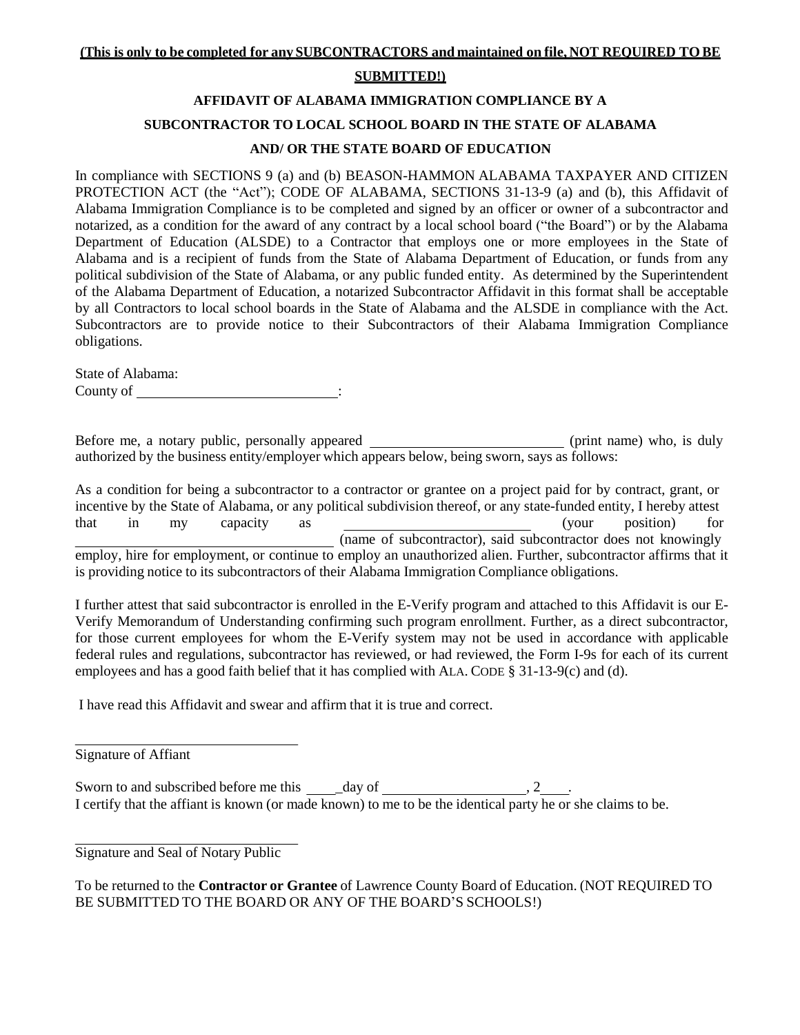**(This is only to be completed for any SUBCONTRACTORS and maintained on file, NOT REQUIRED TO BE SUBMITTED!)**

**AFFIDAVIT OF ALABAMA IMMIGRATION COMPLIANCE BY A SUBCONTRACTOR TO LOCAL SCHOOL BOARD IN THE STATE OF ALABAMA AND/ OR THE STATE BOARD OF EDUCATION**

In compliance with SECTIONS 9 (a) and (b) BEASON-HAMMON ALABAMA TAXPAYER AND CITIZEN PROTECTION ACT (the "Act"); CODE OF ALABAMA, SECTIONS 31-13-9 (a) and (b), this Affidavit of Alabama Immigration Compliance is to be completed and signed by an officer or owner of a subcontractor and notarized, as a condition for the award of any contract by a local school board ("the Board") or by the Alabama Department of Education (ALSDE) to a Contractor that employs one or more employees in the State of Alabama and is a recipient of funds from the State of Alabama Department of Education, or funds from any political subdivision of the State of Alabama, or any public funded entity. As determined by the Superintendent of the Alabama Department of Education, a notarized Subcontractor Affidavit in this format shall be acceptable by all Contractors to local school boards in the State of Alabama and the ALSDE in compliance with the Act. Subcontractors are to provide notice to their Subcontractors of their Alabama Immigration Compliance obligations.

State of Alabama:
County of ____________________________:

Before me, a notary public, personally appeared ___________________________ (print name) who, is duly authorized by the business entity/employer which appears below, being sworn, says as follows:

As a condition for being a subcontractor to a contractor or grantee on a project paid for by contract, grant, or incentive by the State of Alabama, or any political subdivision thereof, or any state-funded entity, I hereby attest that in my capacity as ___________________________ (your position) for ___________________________________ (name of subcontractor), said subcontractor does not knowingly employ, hire for employment, or continue to employ an unauthorized alien. Further, subcontractor affirms that it is providing notice to its subcontractors of their Alabama Immigration Compliance obligations.

I further attest that said subcontractor is enrolled in the E-Verify program and attached to this Affidavit is our E-Verify Memorandum of Understanding confirming such program enrollment. Further, as a direct subcontractor, for those current employees for whom the E-Verify system may not be used in accordance with applicable federal rules and regulations, subcontractor has reviewed, or had reviewed, the Form I-9s for each of its current employees and has a good faith belief that it has complied with ALA. CODE § 31-13-9(c) and (d).

I have read this Affidavit and swear and affirm that it is true and correct.

_________________________________
Signature of Affiant

Sworn to and subscribed before me this _____day of ____________________, 2____.
I certify that the affiant is known (or made known) to me to be the identical party he or she claims to be.

_________________________________
Signature and Seal of Notary Public

To be returned to the **Contractor or Grantee** of Lawrence County Board of Education. (NOT REQUIRED TO BE SUBMITTED TO THE BOARD OR ANY OF THE BOARD'S SCHOOLS!)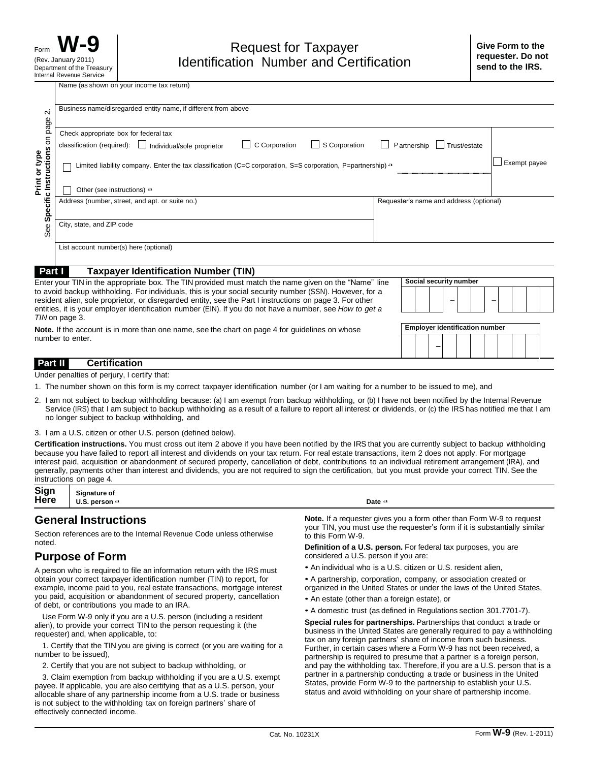Form **W-9** (Rev. January 2011) Department of the Treasury Internal Revenue Service

# Request for Taxpayer Identification Number and Certification

**Give Form to the requester. Do not send to the IRS.**

**Print or type**
See **Specific Instructions** on page 2.

Name (as shown on your income tax return)

Business name/disregarded entity name, if different from above

Check appropriate box for federal tax classification (required): ☐ Individual/sole proprietor ☐ C Corporation ☐ S Corporation ☐ Partnership ☐ Trust/estate

☐ Limited liability company. Enter the tax classification (C=C corporation, S=S corporation, P=partnership) ▶

☐ Exempt payee

☐ Other (see instructions) ▶

Address (number, street, and apt. or suite no.)

Requester's name and address (optional)

City, state, and ZIP code

List account number(s) here (optional)

## Part I Taxpayer Identification Number (TIN)

Enter your TIN in the appropriate box. The TIN provided must match the name given on the "Name" line to avoid backup withholding. For individuals, this is your social security number (SSN). However, for a resident alien, sole proprietor, or disregarded entity, see the Part I instructions on page 3. For other entities, it is your employer identification number (EIN). If you do not have a number, see *How to get a TIN* on page 3.

**Social security number**

☐☐☐ – ☐☐ – ☐☐☐☐

**Note.** If the account is in more than one name, see the chart on page 4 for guidelines on whose number to enter.

**Employer identification number**

☐☐ – ☐☐☐☐☐☐☐

## Part II Certification

Under penalties of perjury, I certify that:

1. The number shown on this form is my correct taxpayer identification number (or I am waiting for a number to be issued to me), and
2. I am not subject to backup withholding because: (a) I am exempt from backup withholding, or (b) I have not been notified by the Internal Revenue Service (IRS) that I am subject to backup withholding as a result of a failure to report all interest or dividends, or (c) the IRS has notified me that I am no longer subject to backup withholding, and
3. I am a U.S. citizen or other U.S. person (defined below).

**Certification instructions.** You must cross out item 2 above if you have been notified by the IRS that you are currently subject to backup withholding because you have failed to report all interest and dividends on your tax return. For real estate transactions, item 2 does not apply. For mortgage interest paid, acquisition or abandonment of secured property, cancellation of debt, contributions to an individual retirement arrangement (IRA), and generally, payments other than interest and dividends, you are not required to sign the certification, but you must provide your correct TIN. See the instructions on page 4.

**Sign Here** **Signature of U.S. person** ▶ **Date** ▶

## General Instructions

Section references are to the Internal Revenue Code unless otherwise noted.

## Purpose of Form

A person who is required to file an information return with the IRS must obtain your correct taxpayer identification number (TIN) to report, for example, income paid to you, real estate transactions, mortgage interest you paid, acquisition or abandonment of secured property, cancellation of debt, or contributions you made to an IRA.

Use Form W-9 only if you are a U.S. person (including a resident alien), to provide your correct TIN to the person requesting it (the requester) and, when applicable, to:

1. Certify that the TIN you are giving is correct (or you are waiting for a number to be issued),

2. Certify that you are not subject to backup withholding, or

3. Claim exemption from backup withholding if you are a U.S. exempt payee. If applicable, you are also certifying that as a U.S. person, your allocable share of any partnership income from a U.S. trade or business is not subject to the withholding tax on foreign partners' share of effectively connected income.

**Note.** If a requester gives you a form other than Form W-9 to request your TIN, you must use the requester's form if it is substantially similar to this Form W-9.

**Definition of a U.S. person.** For federal tax purposes, you are considered a U.S. person if you are:

- An individual who is a U.S. citizen or U.S. resident alien,
- A partnership, corporation, company, or association created or organized in the United States or under the laws of the United States,
- An estate (other than a foreign estate), or
- A domestic trust (as defined in Regulations section 301.7701-7).

**Special rules for partnerships.** Partnerships that conduct a trade or business in the United States are generally required to pay a withholding tax on any foreign partners' share of income from such business. Further, in certain cases where a Form W-9 has not been received, a partnership is required to presume that a partner is a foreign person, and pay the withholding tax. Therefore, if you are a U.S. person that is a partner in a partnership conducting a trade or business in the United States, provide Form W-9 to the partnership to establish your U.S. status and avoid withholding on your share of partnership income.

Cat. No. 10231X Form **W-9** (Rev. 1-2011)